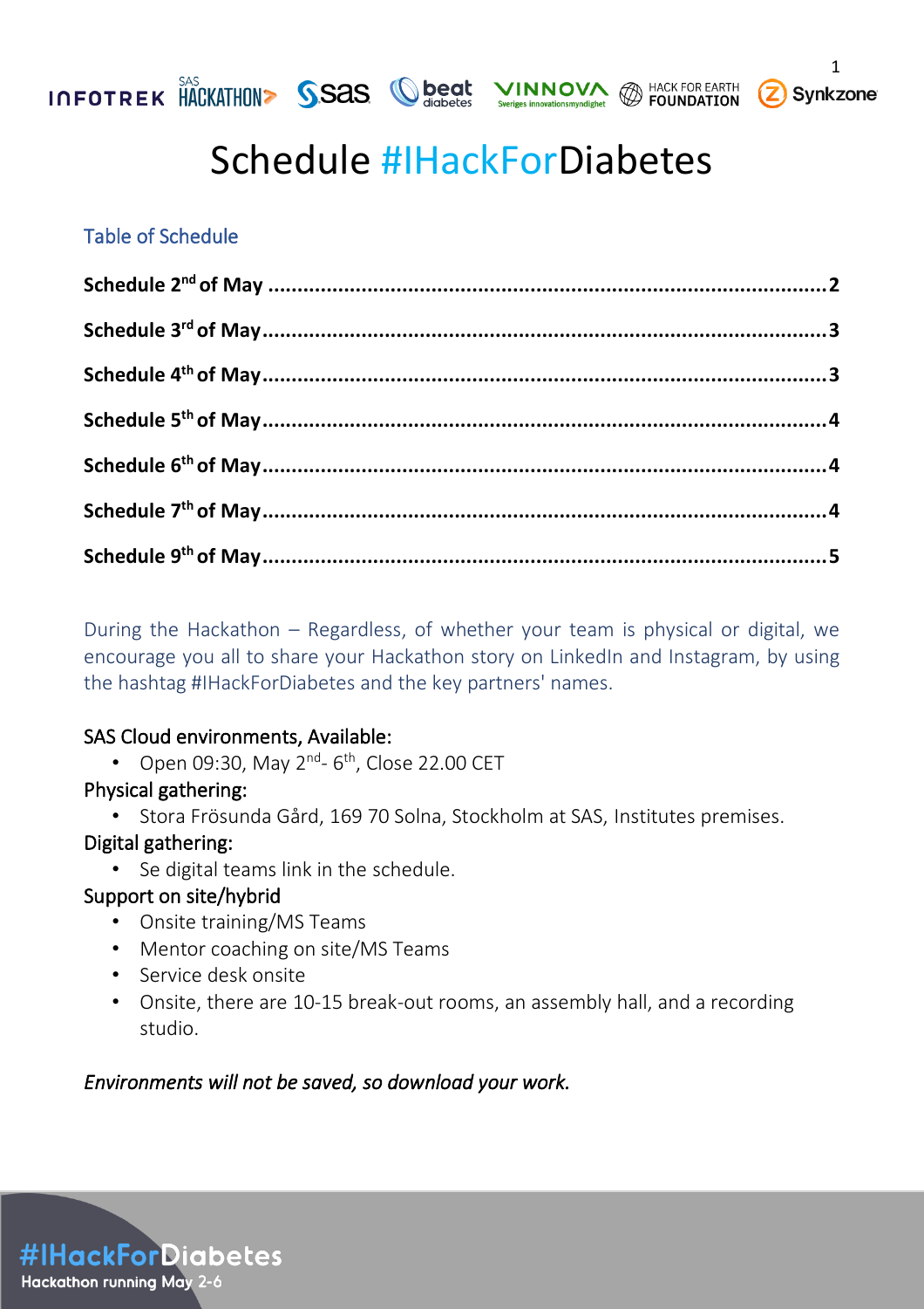# Schedule #IHackForDiabetes

## Table of Schedule

**Schedule 2nd of May** ........................................ **2**

**Schedule 3rd of May** ........................................ **3**

**Schedule 4th of May** ........................................ **3**

**Schedule 5th of May** ........................................ **4**

**Schedule 6th of May** ........................................ **4**

**Schedule 7th of May** ........................................ **4**

**Schedule 9th of May** ........................................ **5**

During the Hackathon – Regardless, of whether your team is physical or digital, we encourage you all to share your Hackathon story on LinkedIn and Instagram, by using the hashtag #IHackForDiabetes and the key partners' names.

SAS Cloud environments, Available:

- Open 09:30, May 2nd- 6th, Close 22.00 CET

Physical gathering:

- Stora Frösunda Gård, 169 70 Solna, Stockholm at SAS, Institutes premises.

Digital gathering:

- Se digital teams link in the schedule.

Support on site/hybrid

- Onsite training/MS Teams
- Mentor coaching on site/MS Teams
- Service desk onsite
- Onsite, there are 10-15 break-out rooms, an assembly hall, and a recording studio.

*Environments will not be saved, so download your work.*

#IHackForDiabetes
Hackathon running May 2-6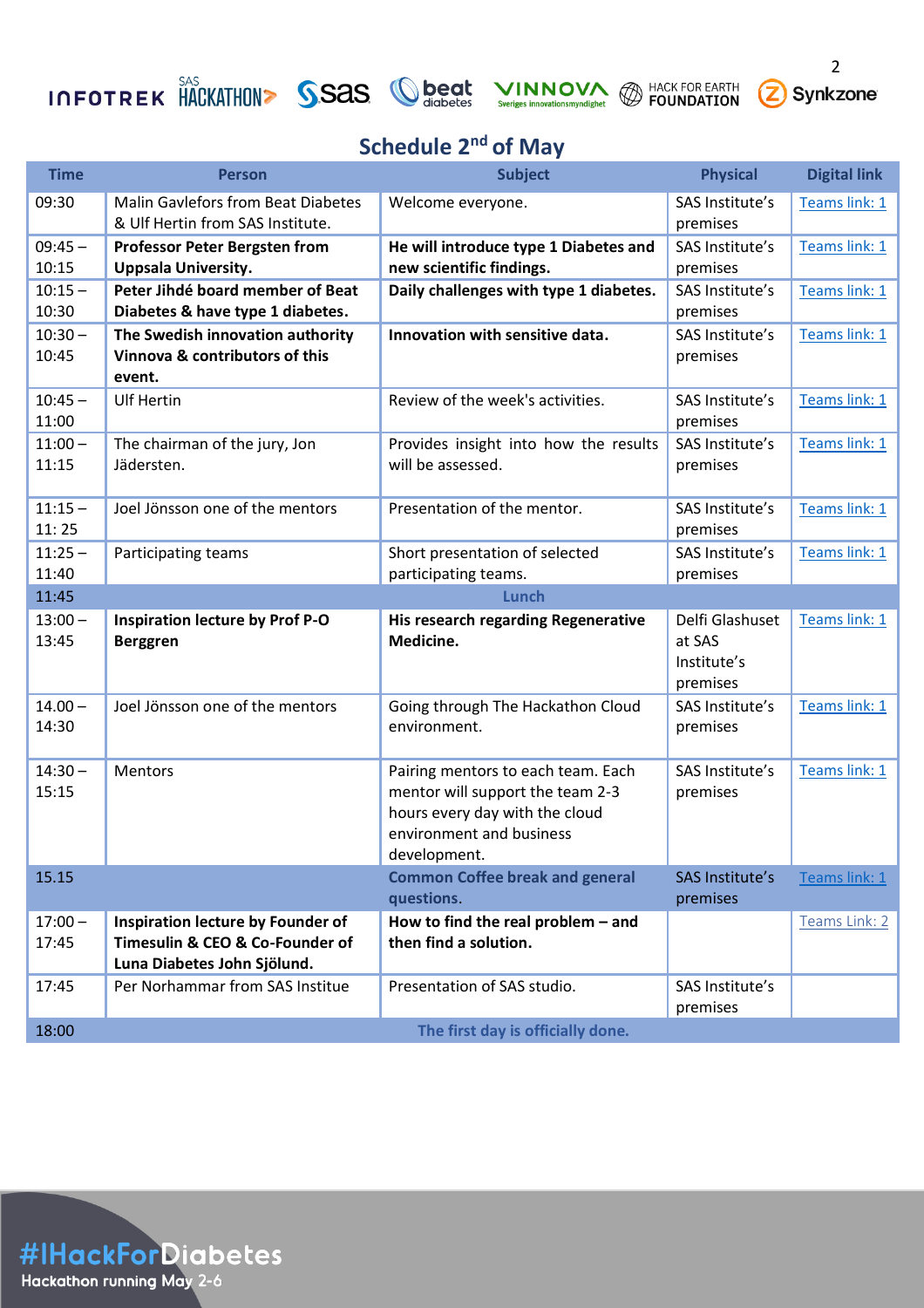## Schedule 2[nd] of May

| Time | Person | Subject | Physical | Digital link |
|---|---|---|---|---|
| 09:30 | Malin Gavlefors from Beat Diabetes & Ulf Hertin from SAS Institute. | Welcome everyone. | SAS Institute's premises | Teams link: 1 |
| 09:45 – 10:15 | **Professor Peter Bergsten from Uppsala University.** | **He will introduce type 1 Diabetes and new scientific findings.** | SAS Institute's premises | Teams link: 1 |
| 10:15 – 10:30 | **Peter Jihdé board member of Beat Diabetes & have type 1 diabetes.** | **Daily challenges with type 1 diabetes.** | SAS Institute's premises | Teams link: 1 |
| 10:30 – 10:45 | **The Swedish innovation authority Vinnova & contributors of this event.** | **Innovation with sensitive data.** | SAS Institute's premises | Teams link: 1 |
| 10:45 – 11:00 | Ulf Hertin | Review of the week's activities. | SAS Institute's premises | Teams link: 1 |
| 11:00 – 11:15 | The chairman of the jury, Jon Jädersten. | Provides insight into how the results will be assessed. | SAS Institute's premises | Teams link: 1 |
| 11:15 – 11: 25 | Joel Jönsson one of the mentors | Presentation of the mentor. | SAS Institute's premises | Teams link: 1 |
| 11:25 – 11:40 | Participating teams | Short presentation of selected participating teams. | SAS Institute's premises | Teams link: 1 |
| 11:45 | | **Lunch** | | |
| 13:00 – 13:45 | **Inspiration lecture by Prof P-O Berggren** | **His research regarding Regenerative Medicine.** | Delfi Glashuset at SAS Institute's premises | Teams link: 1 |
| 14.00 – 14:30 | Joel Jönsson one of the mentors | Going through The Hackathon Cloud environment. | SAS Institute's premises | Teams link: 1 |
| 14:30 – 15:15 | Mentors | Pairing mentors to each team. Each mentor will support the team 2-3 hours every day with the cloud environment and business development. | SAS Institute's premises | Teams link: 1 |
| 15.15 | | **Common Coffee break and general questions.** | SAS Institute's premises | Teams link: 1 |
| 17:00 – 17:45 | **Inspiration lecture by Founder of Timesulin & CEO & Co-Founder of Luna Diabetes John Sjölund.** | **How to find the real problem – and then find a solution.** | | Teams Link: 2 |
| 17:45 | Per Norhammar from SAS Institue | Presentation of SAS studio. | SAS Institute's premises | |
| 18:00 | | **The first day is officially done.** | | |

#IHackForDiabetes
Hackathon running May 2-6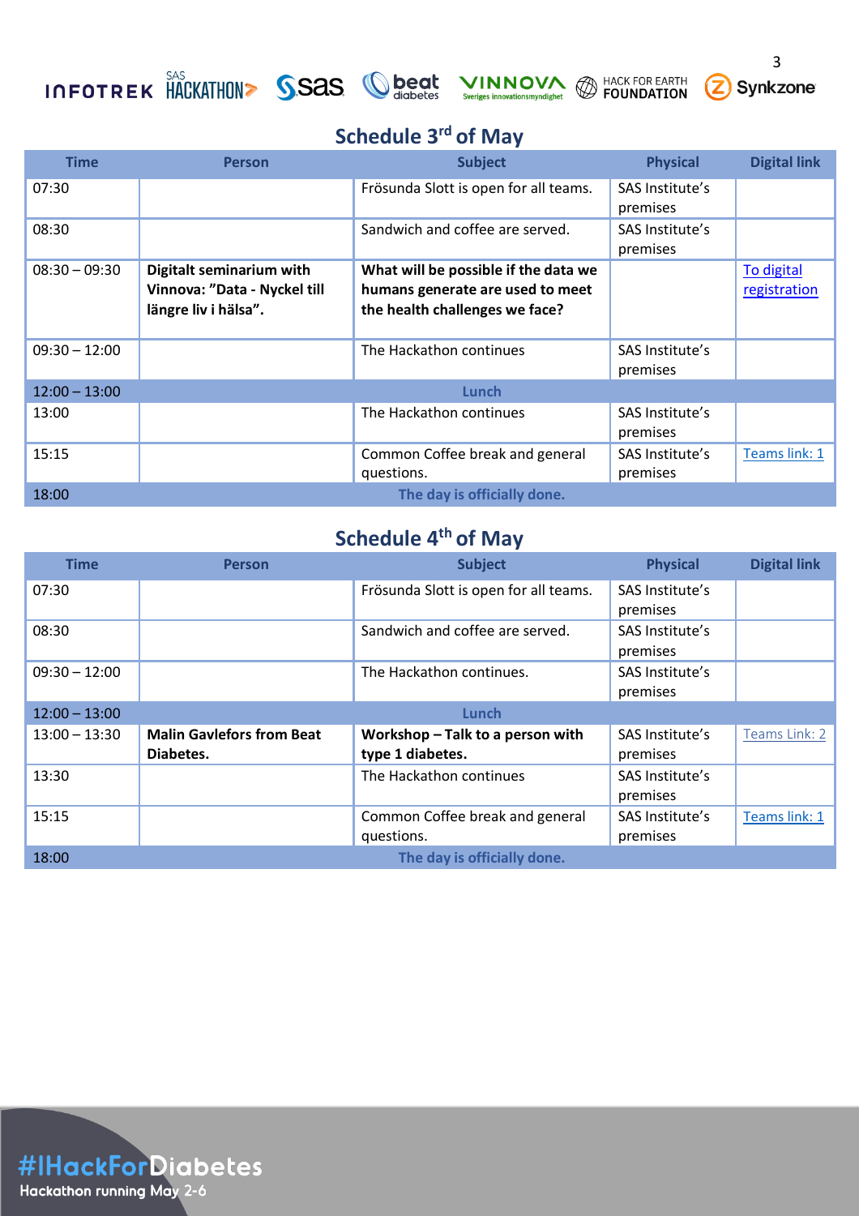## Schedule 3rd of May

| Time | Person | Subject | Physical | Digital link |
|---|---|---|---|---|
| 07:30 | | Frösunda Slott is open for all teams. | SAS Institute's premises | |
| 08:30 | | Sandwich and coffee are served. | SAS Institute's premises | |
| 08:30 – 09:30 | **Digitalt seminarium with Vinnova: "Data - Nyckel till längre liv i hälsa".** | **What will be possible if the data we humans generate are used to meet the health challenges we face?** | | To digital registration |
| 09:30 – 12:00 | | The Hackathon continues | SAS Institute's premises | |
| 12:00 – 13:00 | | **Lunch** | | |
| 13:00 | | The Hackathon continues | SAS Institute's premises | |
| 15:15 | | Common Coffee break and general questions. | SAS Institute's premises | Teams link: 1 |
| 18:00 | | **The day is officially done.** | | |

## Schedule 4th of May

| Time | Person | Subject | Physical | Digital link |
|---|---|---|---|---|
| 07:30 | | Frösunda Slott is open for all teams. | SAS Institute's premises | |
| 08:30 | | Sandwich and coffee are served. | SAS Institute's premises | |
| 09:30 – 12:00 | | The Hackathon continues. | SAS Institute's premises | |
| 12:00 – 13:00 | | **Lunch** | | |
| 13:00 – 13:30 | **Malin Gavlefors from Beat Diabetes.** | **Workshop – Talk to a person with type 1 diabetes.** | SAS Institute's premises | Teams Link: 2 |
| 13:30 | | The Hackathon continues | SAS Institute's premises | |
| 15:15 | | Common Coffee break and general questions. | SAS Institute's premises | Teams link: 1 |
| 18:00 | | **The day is officially done.** | | |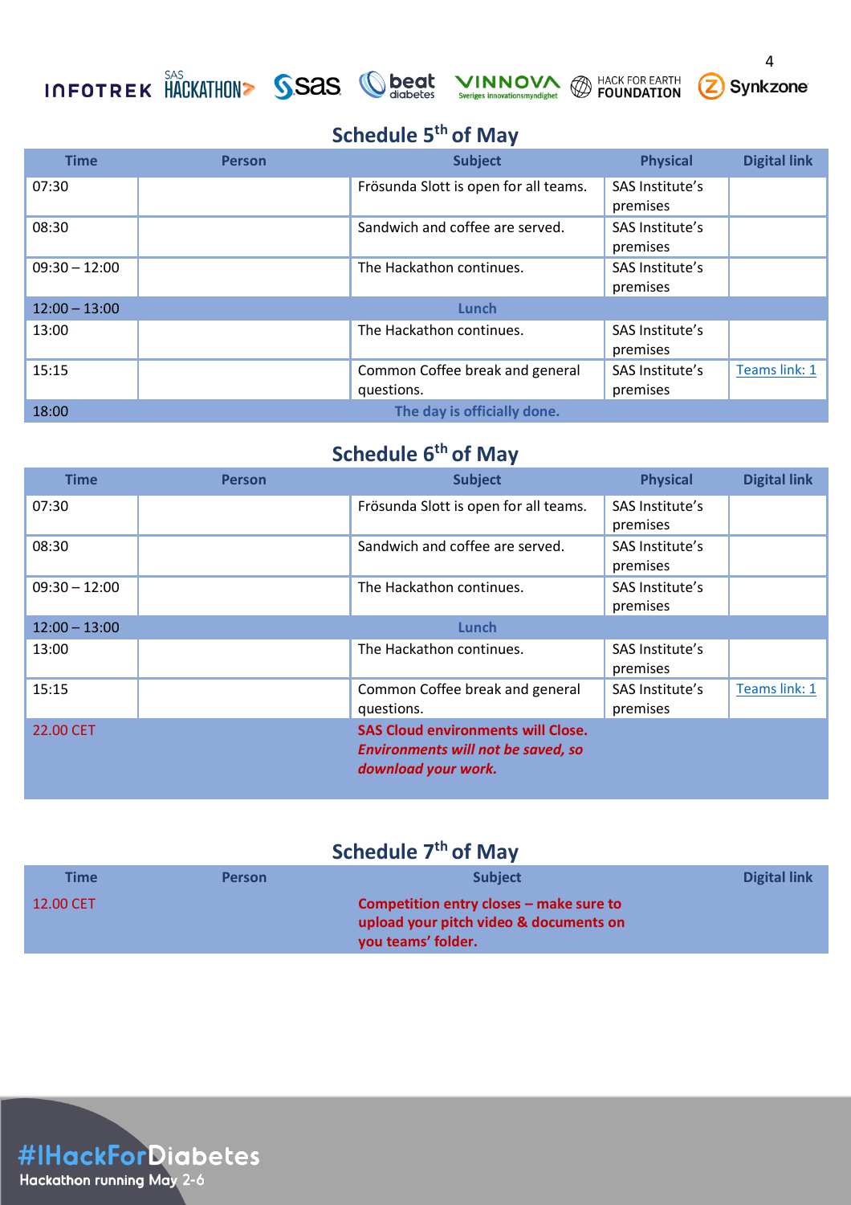## Schedule 5th of May

| Time | Person | Subject | Physical | Digital link |
|---|---|---|---|---|
| 07:30 | | Frösunda Slott is open for all teams. | SAS Institute's premises | |
| 08:30 | | Sandwich and coffee are served. | SAS Institute's premises | |
| 09:30 – 12:00 | | The Hackathon continues. | SAS Institute's premises | |
| 12:00 – 13:00 | | Lunch | | |
| 13:00 | | The Hackathon continues. | SAS Institute's premises | |
| 15:15 | | Common Coffee break and general questions. | SAS Institute's premises | Teams link: 1 |
| 18:00 | | The day is officially done. | | |

## Schedule 6th of May

| Time | Person | Subject | Physical | Digital link |
|---|---|---|---|---|
| 07:30 | | Frösunda Slott is open for all teams. | SAS Institute's premises | |
| 08:30 | | Sandwich and coffee are served. | SAS Institute's premises | |
| 09:30 – 12:00 | | The Hackathon continues. | SAS Institute's premises | |
| 12:00 – 13:00 | | Lunch | | |
| 13:00 | | The Hackathon continues. | SAS Institute's premises | |
| 15:15 | | Common Coffee break and general questions. | SAS Institute's premises | Teams link: 1 |
| 22.00 CET | | **SAS Cloud environments will Close.** ***Environments will not be saved, so download your work.*** | | |

## Schedule 7th of May

| Time | Person | Subject | Digital link |
|---|---|---|---|
| 12.00 CET | | **Competition entry closes – make sure to upload your pitch video & documents on you teams' folder.** | |

#IHackForDiabetes

Hackathon running May 2-6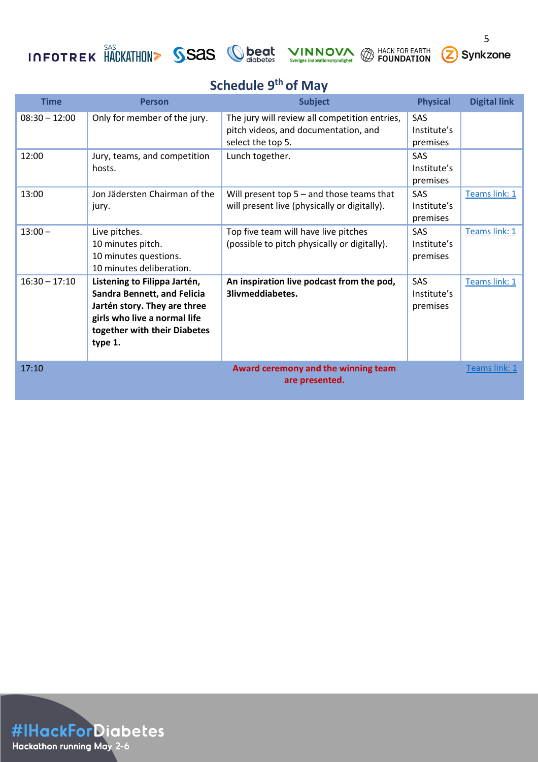## Schedule 9th of May

| Time | Person | Subject | Physical | Digital link |
|---|---|---|---|---|
| 08:30 – 12:00 | Only for member of the jury. | The jury will review all competition entries, pitch videos, and documentation, and select the top 5. | SAS Institute's premises | |
| 12:00 | Jury, teams, and competition hosts. | Lunch together. | SAS Institute's premises | |
| 13:00 | Jon Jädersten Chairman of the jury. | Will present top 5 – and those teams that will present live (physically or digitally). | SAS Institute's premises | Teams link: 1 |
| 13:00 – | Live pitches.<br>10 minutes pitch.<br>10 minutes questions.<br>10 minutes deliberation. | Top five team will have live pitches (possible to pitch physically or digitally). | SAS Institute's premises | Teams link: 1 |
| 16:30 – 17:10 | **Listening to Filippa Jartén, Sandra Bennett, and Felicia Jartén story. They are three girls who live a normal life together with their Diabetes type 1.** | **An inspiration live podcast from the pod, 3livmeddiabetes.** | SAS Institute's premises | Teams link: 1 |
| 17:10 | | **Award ceremony and the winning team are presented.** | | Teams link: 1 |

#IHackForDiabetes
Hackathon running May 2-6